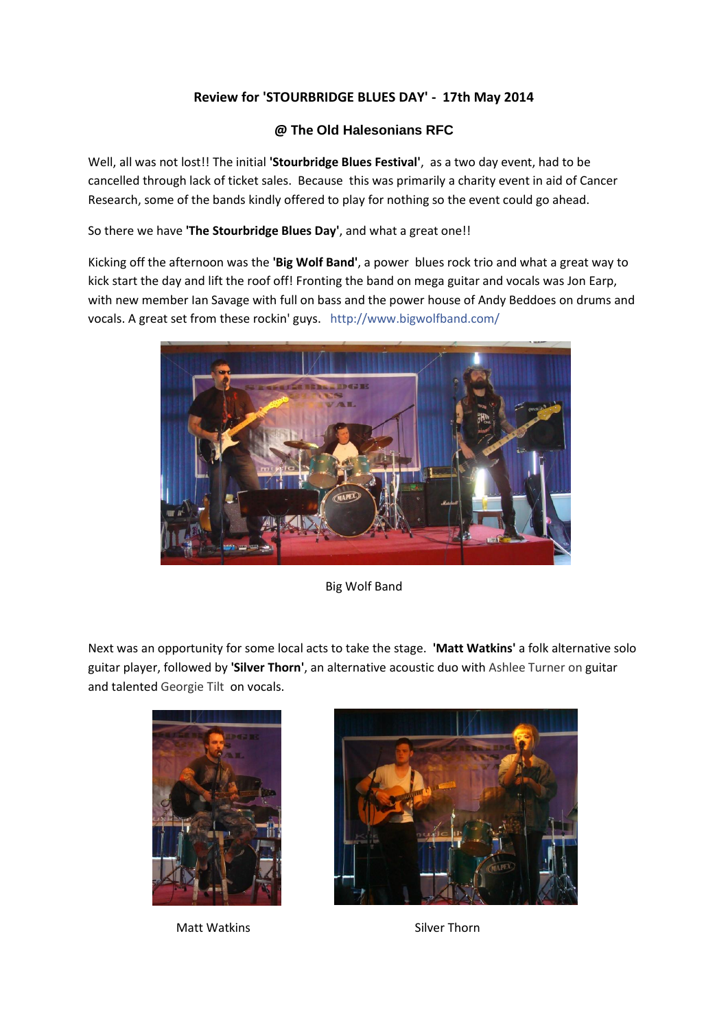**Review for 'STOURBRIDGE BLUES DAY' - 17th May 2014**

**@ The Old Halesonians RFC**

Well, all was not lost!! The initial **'Stourbridge Blues Festival'**, as a two day event, had to be cancelled through lack of ticket sales. Because this was primarily a charity event in aid of Cancer Research, some of the bands kindly offered to play for nothing so the event could go ahead.

So there we have **'The Stourbridge Blues Day'**, and what a great one!!

Kicking off the afternoon was the **'Big Wolf Band'**, a power blues rock trio and what a great way to kick start the day and lift the roof off! Fronting the band on mega guitar and vocals was Jon Earp, with new member Ian Savage with full on bass and the power house of Andy Beddoes on drums and vocals. A great set from these rockin' guys. http://www.bigwolfband.com/

Big Wolf Band

Next was an opportunity for some local acts to take the stage. **'Matt Watkins'** a folk alternative solo guitar player, followed by **'Silver Thorn'**, an alternative acoustic duo with Ashlee Turner on guitar and talented Georgie Tilt on vocals.

Matt Watkins

Silver Thorn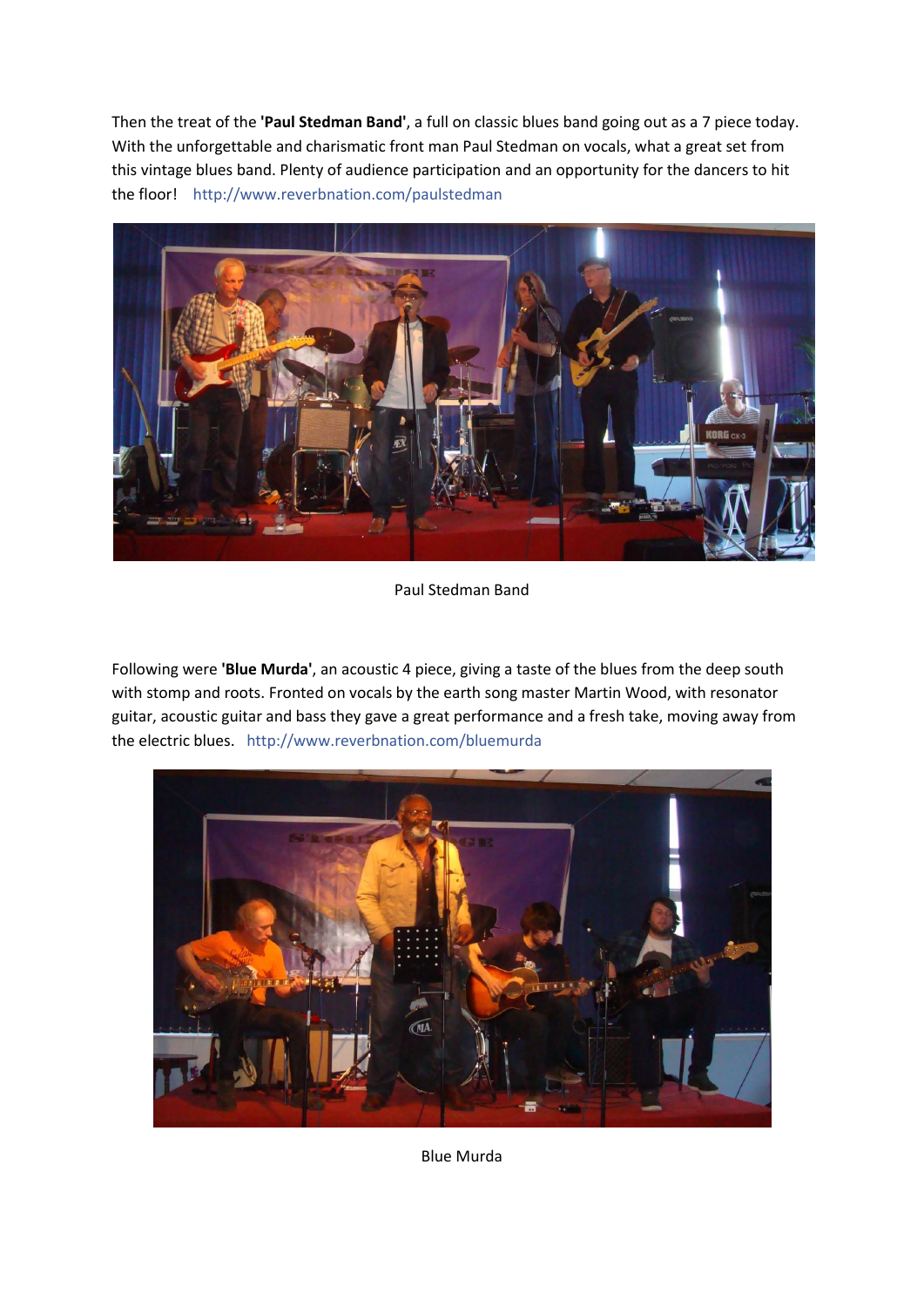Then the treat of the **'Paul Stedman Band'**, a full on classic blues band going out as a 7 piece today. With the unforgettable and charismatic front man Paul Stedman on vocals, what a great set from this vintage blues band. Plenty of audience participation and an opportunity for the dancers to hit the floor! http://www.reverbnation.com/paulstedman

Paul Stedman Band

Following were **'Blue Murda'**, an acoustic 4 piece, giving a taste of the blues from the deep south with stomp and roots. Fronted on vocals by the earth song master Martin Wood, with resonator guitar, acoustic guitar and bass they gave a great performance and a fresh take, moving away from the electric blues. http://www.reverbnation.com/bluemurda

Blue Murda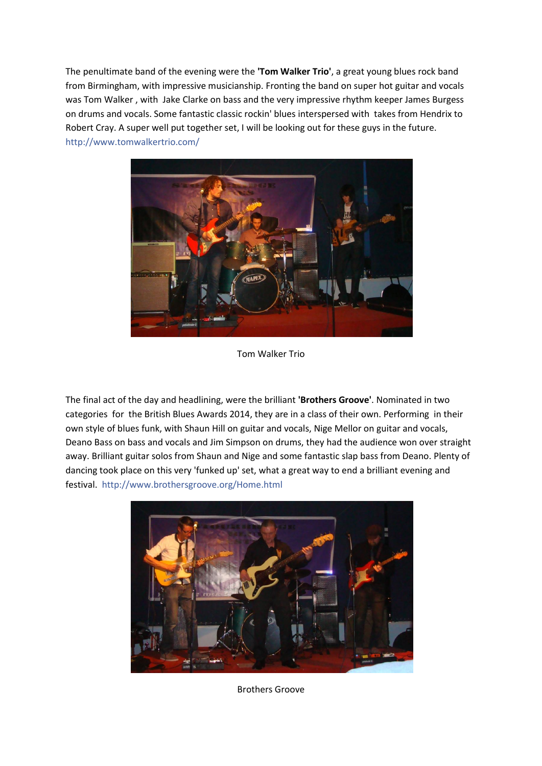The penultimate band of the evening were the **'Tom Walker Trio'**, a great young blues rock band from Birmingham, with impressive musicianship. Fronting the band on super hot guitar and vocals was Tom Walker , with Jake Clarke on bass and the very impressive rhythm keeper James Burgess on drums and vocals. Some fantastic classic rockin' blues interspersed with takes from Hendrix to Robert Cray. A super well put together set, I will be looking out for these guys in the future. http://www.tomwalkertrio.com/

Tom Walker Trio

The final act of the day and headlining, were the brilliant **'Brothers Groove'**. Nominated in two categories for the British Blues Awards 2014, they are in a class of their own. Performing in their own style of blues funk, with Shaun Hill on guitar and vocals, Nige Mellor on guitar and vocals, Deano Bass on bass and vocals and Jim Simpson on drums, they had the audience won over straight away. Brilliant guitar solos from Shaun and Nige and some fantastic slap bass from Deano. Plenty of dancing took place on this very 'funked up' set, what a great way to end a brilliant evening and festival. http://www.brothersgroove.org/Home.html

Brothers Groove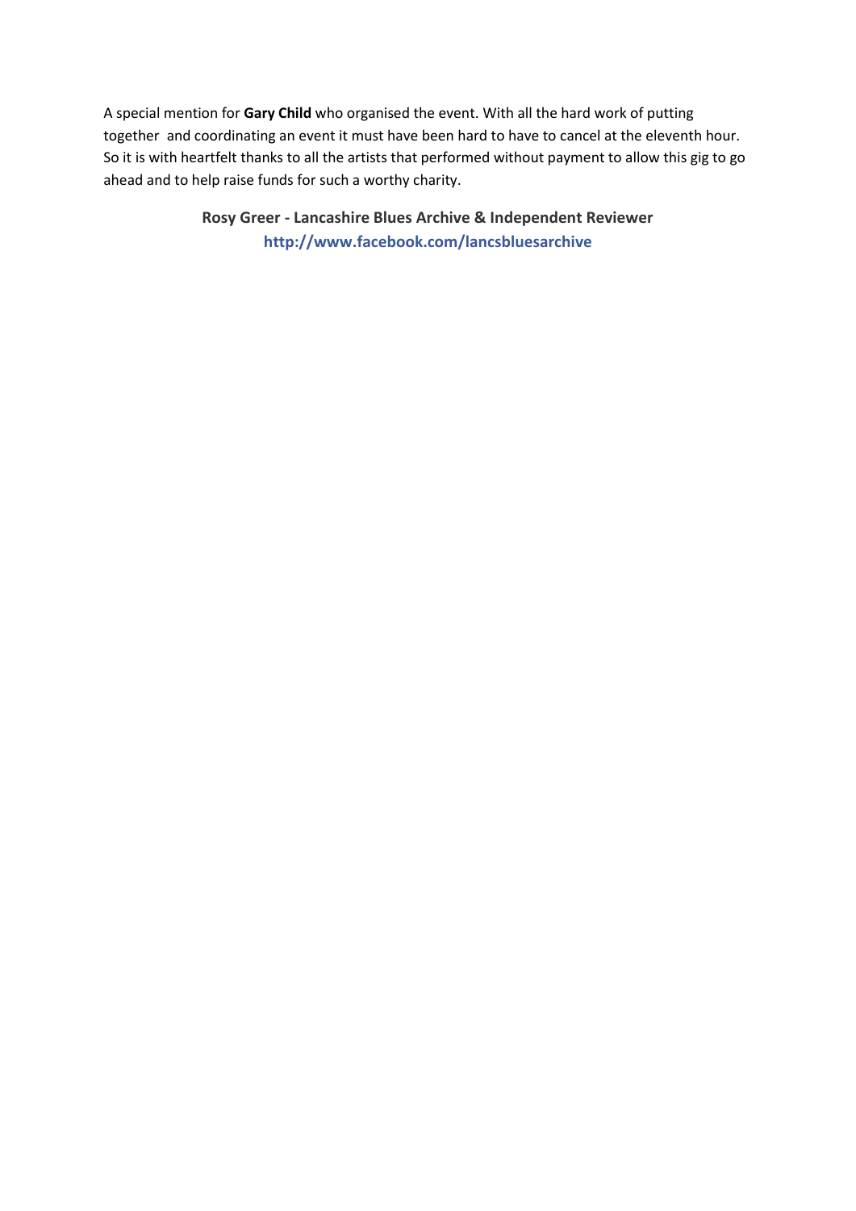A special mention for **Gary Child** who organised the event. With all the hard work of putting together and coordinating an event it must have been hard to have to cancel at the eleventh hour. So it is with heartfelt thanks to all the artists that performed without payment to allow this gig to go ahead and to help raise funds for such a worthy charity.

**Rosy Greer - Lancashire Blues Archive & Independent Reviewer**
**http://www.facebook.com/lancsbluesarchive**